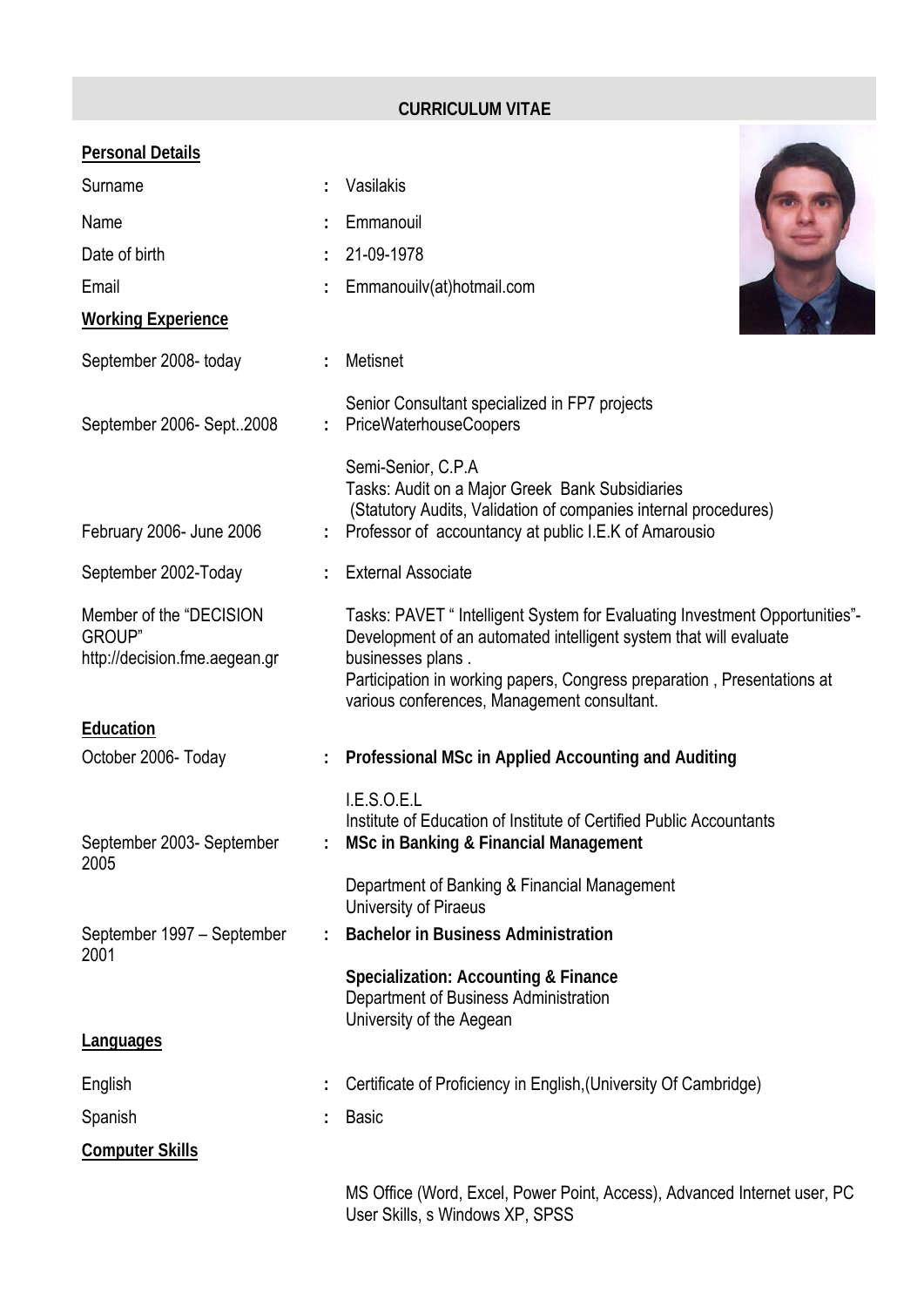# CURRICULUM VITAE

## Personal Details

| | | |
|---|---|---|
| Surname | : | Vasilakis |
| Name | : | Emmanouil |
| Date of birth | : | 21-09-1978 |
| Email | : | Emmanouilv(at)hotmail.com |

## Working Experience

| | | |
|---|---|---|
| September 2008- today | : | Metisnet<br>Senior Consultant specialized in FP7 projects |
| September 2006- Sept..2008 | : | PriceWaterhouseCoopers<br>Semi-Senior, C.P.A<br>Tasks: Audit on a Major Greek Bank Subsidiaries<br>(Statutory Audits, Validation of companies internal procedures) |
| February 2006- June 2006 | : | Professor of accountancy at public I.E.K of Amarousio |
| September 2002-Today | : | External Associate |
| Member of the "DECISION GROUP" http://decision.fme.aegean.gr | | Tasks: PAVET " Intelligent System for Evaluating Investment Opportunities"- Development of an automated intelligent system that will evaluate businesses plans .<br>Participation in working papers, Congress preparation , Presentations at various conferences, Management consultant. |

## Education

| | | |
|---|---|---|
| October 2006- Today | : | **Professional MSc in Applied Accounting and Auditing**<br>I.E.S.O.E.L<br>Institute of Education of Institute of Certified Public Accountants |
| September 2003- September 2005 | : | **MSc in Banking & Financial Management**<br>Department of Banking & Financial Management<br>University of Piraeus |
| September 1997 – September 2001 | : | **Bachelor in Business Administration**<br>**Specialization: Accounting & Finance**<br>Department of Business Administration<br>University of the Aegean |

## Languages

| | | |
|---|---|---|
| English | : | Certificate of Proficiency in English,(University Of Cambridge) |
| Spanish | : | Basic |

## Computer Skills

MS Office (Word, Excel, Power Point, Access), Advanced Internet user, PC User Skills, s Windows XP, SPSS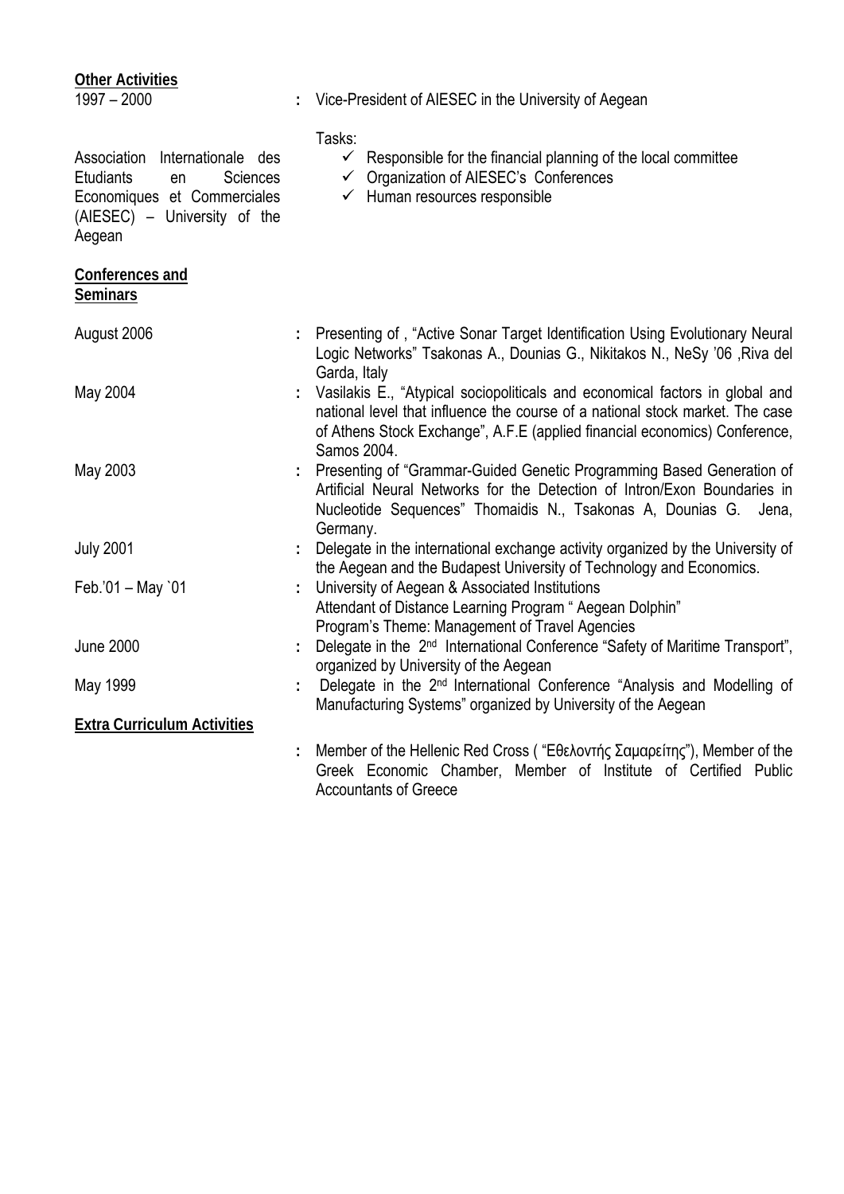**Other Activities**

1997 – 2000 : Vice-President of AIESEC in the University of Aegean

Association Internationale des Etudiants en Sciences Economiques et Commerciales (AIESEC) – University of the Aegean

Tasks:

- ✓ Responsible for the financial planning of the local committee
- ✓ Organization of AIESEC's Conferences
- ✓ Human resources responsible

**Conferences and Seminars**

| | |
|---|---|
| August 2006 | : Presenting of , "Active Sonar Target Identification Using Evolutionary Neural Logic Networks" Tsakonas A., Dounias G., Nikitakos N., NeSy '06 ,Riva del Garda, Italy |
| May 2004 | : Vasilakis E., "Atypical sociopoliticals and economical factors in global and national level that influence the course of a national stock market. The case of Athens Stock Exchange", A.F.E (applied financial economics) Conference, Samos 2004. |
| May 2003 | : Presenting of "Grammar-Guided Genetic Programming Based Generation of Artificial Neural Networks for the Detection of Intron/Exon Boundaries in Nucleotide Sequences" Thomaidis N., Tsakonas A, Dounias G. Jena, Germany. |
| July 2001 | : Delegate in the international exchange activity organized by the University of the Aegean and the Budapest University of Technology and Economics. |
| Feb.'01 – May `01 | : University of Aegean & Associated Institutions<br>Attendant of Distance Learning Program " Aegean Dolphin"<br>Program's Theme: Management of Travel Agencies |
| June 2000 | : Delegate in the 2nd International Conference "Safety of Maritime Transport", organized by University of the Aegean |
| May 1999 | : Delegate in the 2nd International Conference "Analysis and Modelling of Manufacturing Systems" organized by University of the Aegean |

**Extra Curriculum Activities**

: Member of the Hellenic Red Cross ( "Εθελοντής Σαμαρείτης"), Member of the Greek Economic Chamber, Member of Institute of Certified Public Accountants of Greece